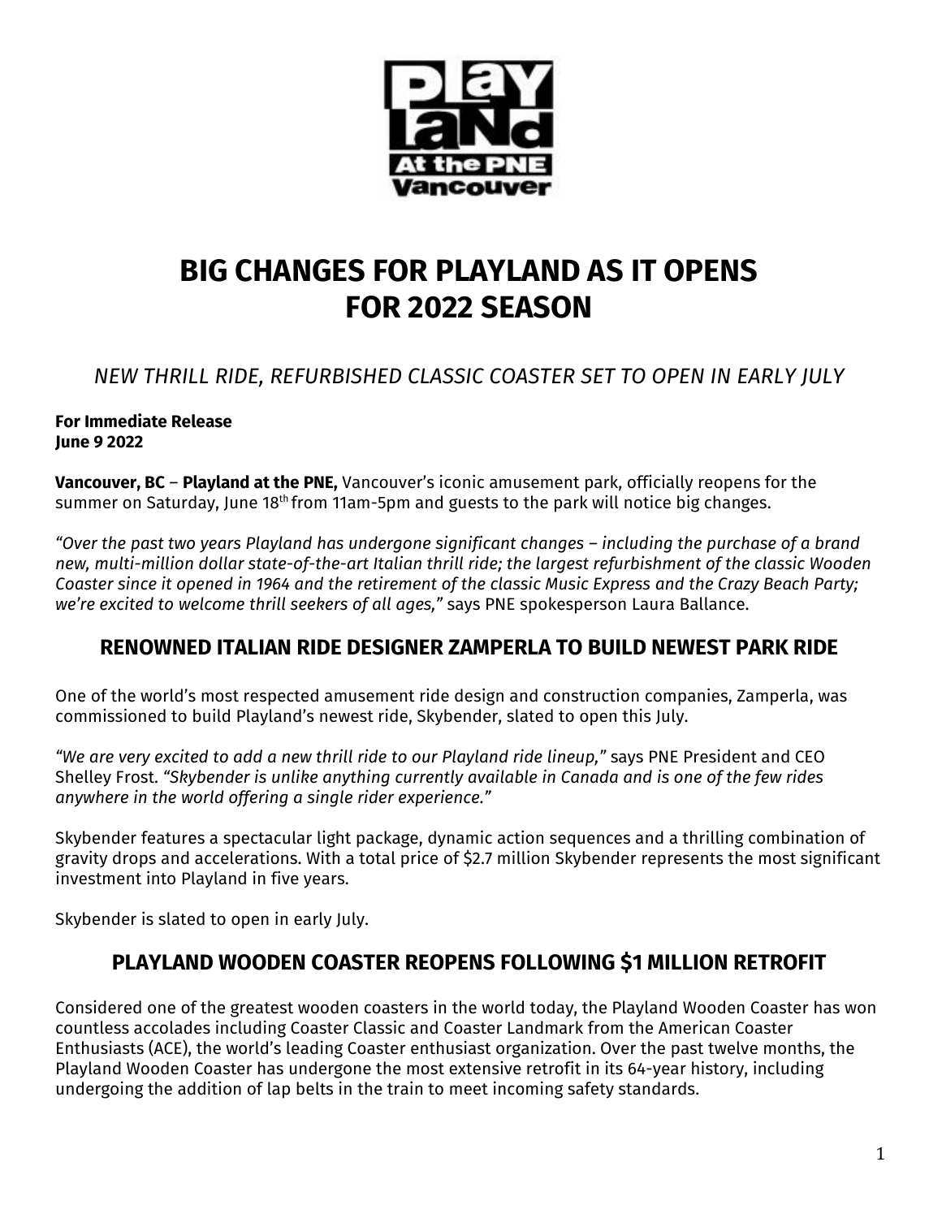# BIG CHANGES FOR PLAYLAND AS IT OPENS FOR 2022 SEASON

*NEW THRILL RIDE, REFURBISHED CLASSIC COASTER SET TO OPEN IN EARLY JULY*

**For Immediate Release**
**June 9 2022**

**Vancouver, BC** – **Playland at the PNE,** Vancouver's iconic amusement park, officially reopens for the summer on Saturday, June 18th from 11am-5pm and guests to the park will notice big changes.

*"Over the past two years Playland has undergone significant changes – including the purchase of a brand new, multi-million dollar state-of-the-art Italian thrill ride; the largest refurbishment of the classic Wooden Coaster since it opened in 1964 and the retirement of the classic Music Express and the Crazy Beach Party; we're excited to welcome thrill seekers of all ages,"* says PNE spokesperson Laura Ballance.

## RENOWNED ITALIAN RIDE DESIGNER ZAMPERLA TO BUILD NEWEST PARK RIDE

One of the world's most respected amusement ride design and construction companies, Zamperla, was commissioned to build Playland's newest ride, Skybender, slated to open this July.

*"We are very excited to add a new thrill ride to our Playland ride lineup,"* says PNE President and CEO Shelley Frost. *"Skybender is unlike anything currently available in Canada and is one of the few rides anywhere in the world offering a single rider experience."*

Skybender features a spectacular light package, dynamic action sequences and a thrilling combination of gravity drops and accelerations. With a total price of $2.7 million Skybender represents the most significant investment into Playland in five years.

Skybender is slated to open in early July.

## PLAYLAND WOODEN COASTER REOPENS FOLLOWING $1 MILLION RETROFIT

Considered one of the greatest wooden coasters in the world today, the Playland Wooden Coaster has won countless accolades including Coaster Classic and Coaster Landmark from the American Coaster Enthusiasts (ACE), the world's leading Coaster enthusiast organization. Over the past twelve months, the Playland Wooden Coaster has undergone the most extensive retrofit in its 64-year history, including undergoing the addition of lap belts in the train to meet incoming safety standards.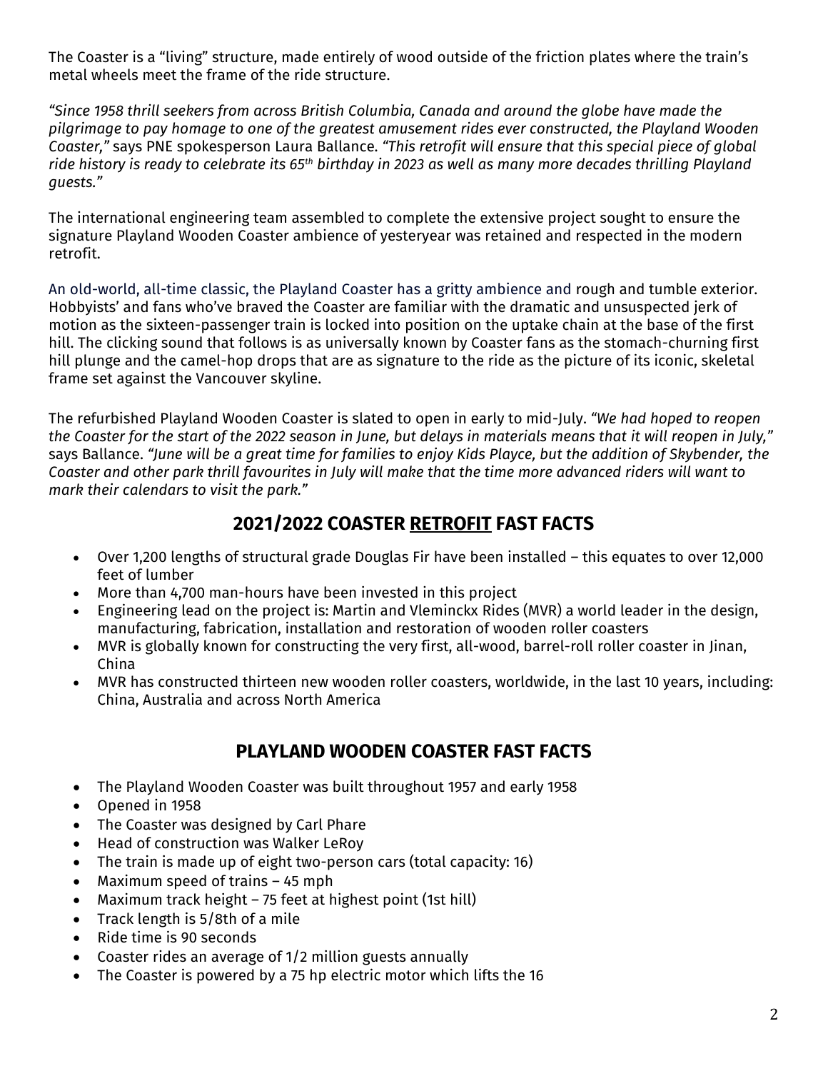The Coaster is a "living" structure, made entirely of wood outside of the friction plates where the train's metal wheels meet the frame of the ride structure.

*"Since 1958 thrill seekers from across British Columbia, Canada and around the globe have made the pilgrimage to pay homage to one of the greatest amusement rides ever constructed, the Playland Wooden Coaster,"* says PNE spokesperson Laura Ballance. *"This retrofit will ensure that this special piece of global ride history is ready to celebrate its 65th birthday in 2023 as well as many more decades thrilling Playland guests."*

The international engineering team assembled to complete the extensive project sought to ensure the signature Playland Wooden Coaster ambience of yesteryear was retained and respected in the modern retrofit.

An old-world, all-time classic, the Playland Coaster has a gritty ambience and rough and tumble exterior. Hobbyists' and fans who've braved the Coaster are familiar with the dramatic and unsuspected jerk of motion as the sixteen-passenger train is locked into position on the uptake chain at the base of the first hill. The clicking sound that follows is as universally known by Coaster fans as the stomach-churning first hill plunge and the camel-hop drops that are as signature to the ride as the picture of its iconic, skeletal frame set against the Vancouver skyline.

The refurbished Playland Wooden Coaster is slated to open in early to mid-July. *"We had hoped to reopen the Coaster for the start of the 2022 season in June, but delays in materials means that it will reopen in July,"* says Ballance. *"June will be a great time for families to enjoy Kids Playce, but the addition of Skybender, the Coaster and other park thrill favourites in July will make that the time more advanced riders will want to mark their calendars to visit the park."*

## 2021/2022 COASTER <u>RETROFIT</u> FAST FACTS

- Over 1,200 lengths of structural grade Douglas Fir have been installed – this equates to over 12,000 feet of lumber
- More than 4,700 man-hours have been invested in this project
- Engineering lead on the project is: Martin and Vleminckx Rides (MVR) a world leader in the design, manufacturing, fabrication, installation and restoration of wooden roller coasters
- MVR is globally known for constructing the very first, all-wood, barrel-roll roller coaster in Jinan, China
- MVR has constructed thirteen new wooden roller coasters, worldwide, in the last 10 years, including: China, Australia and across North America

## PLAYLAND WOODEN COASTER FAST FACTS

- The Playland Wooden Coaster was built throughout 1957 and early 1958
- Opened in 1958
- The Coaster was designed by Carl Phare
- Head of construction was Walker LeRoy
- The train is made up of eight two-person cars (total capacity: 16)
- Maximum speed of trains – 45 mph
- Maximum track height – 75 feet at highest point (1st hill)
- Track length is 5/8th of a mile
- Ride time is 90 seconds
- Coaster rides an average of 1/2 million guests annually
- The Coaster is powered by a 75 hp electric motor which lifts the 16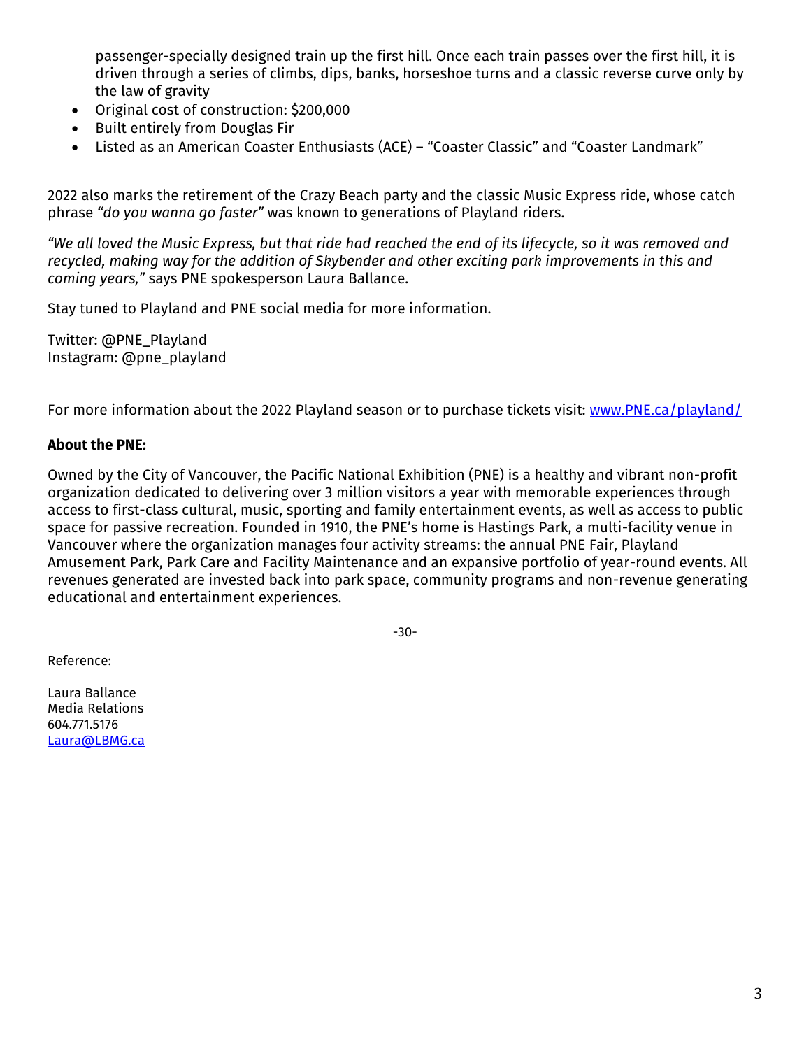passenger-specially designed train up the first hill. Once each train passes over the first hill, it is driven through a series of climbs, dips, banks, horseshoe turns and a classic reverse curve only by the law of gravity
- Original cost of construction: $200,000
- Built entirely from Douglas Fir
- Listed as an American Coaster Enthusiasts (ACE) – “Coaster Classic” and “Coaster Landmark”

2022 also marks the retirement of the Crazy Beach party and the classic Music Express ride, whose catch phrase *“do you wanna go faster”* was known to generations of Playland riders.

*“We all loved the Music Express, but that ride had reached the end of its lifecycle, so it was removed and recycled, making way for the addition of Skybender and other exciting park improvements in this and coming years,”* says PNE spokesperson Laura Ballance.

Stay tuned to Playland and PNE social media for more information.

Twitter: @PNE_Playland
Instagram: @pne_playland

For more information about the 2022 Playland season or to purchase tickets visit: [www.PNE.ca/playland/](www.PNE.ca/playland/)

**About the PNE:**

Owned by the City of Vancouver, the Pacific National Exhibition (PNE) is a healthy and vibrant non-profit organization dedicated to delivering over 3 million visitors a year with memorable experiences through access to first-class cultural, music, sporting and family entertainment events, as well as access to public space for passive recreation. Founded in 1910, the PNE’s home is Hastings Park, a multi-facility venue in Vancouver where the organization manages four activity streams: the annual PNE Fair, Playland Amusement Park, Park Care and Facility Maintenance and an expansive portfolio of year-round events. All revenues generated are invested back into park space, community programs and non-revenue generating educational and entertainment experiences.

-30-

Reference:

Laura Ballance
Media Relations
604.771.5176
[Laura@LBMG.ca](mailto:Laura@LBMG.ca)